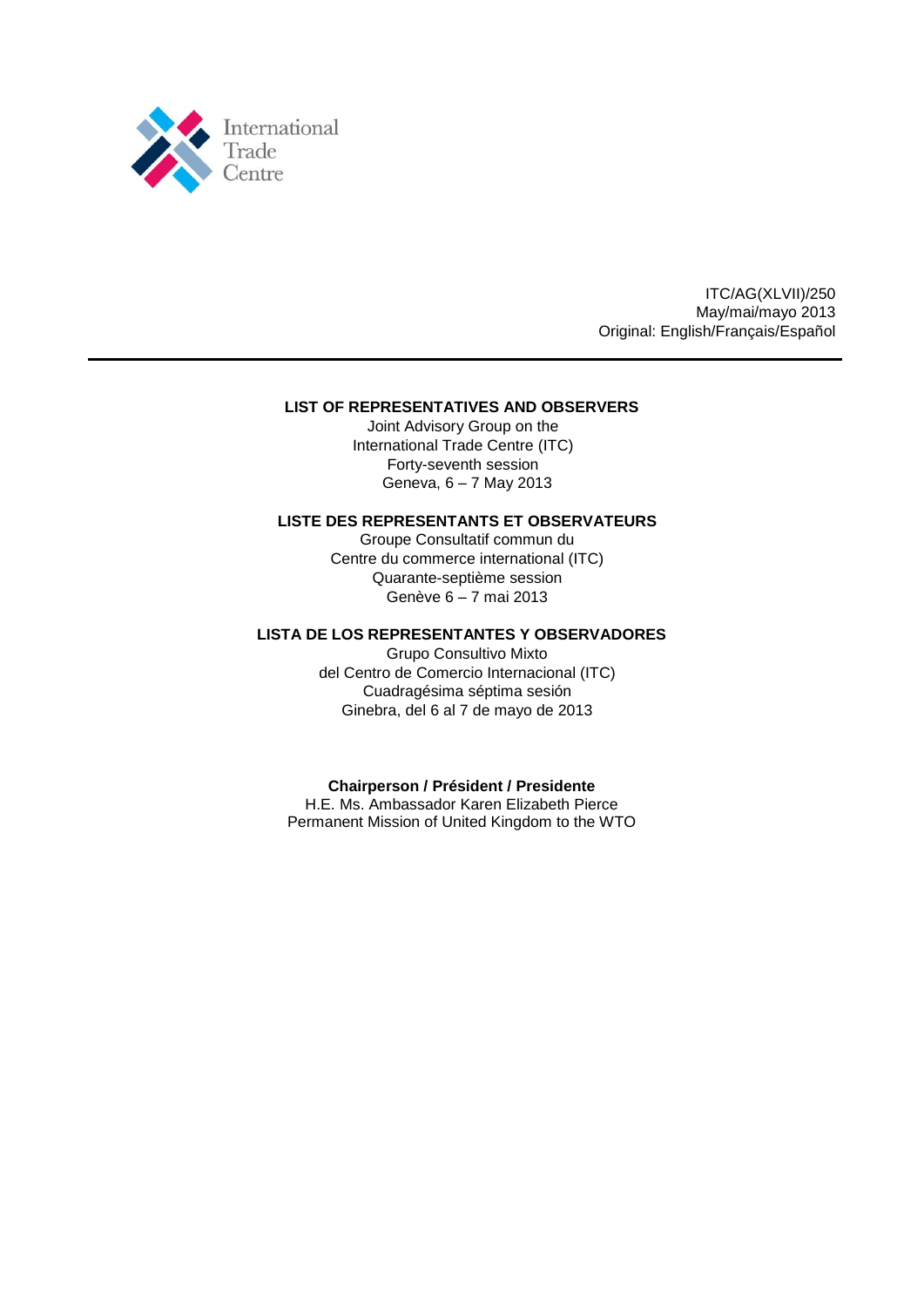International Trade Centre

ITC/AG(XLVII)/250
May/mai/mayo 2013
Original: English/Français/Español

---

# LIST OF REPRESENTATIVES AND OBSERVERS

Joint Advisory Group on the
International Trade Centre (ITC)
Forty-seventh session
Geneva, 6 – 7 May 2013

# LISTE DES REPRESENTANTS ET OBSERVATEURS

Groupe Consultatif commun du
Centre du commerce international (ITC)
Quarante-septième session
Genève 6 – 7 mai 2013

# LISTA DE LOS REPRESENTANTES Y OBSERVADORES

Grupo Consultivo Mixto
del Centro de Comercio Internacional (ITC)
Cuadragésima séptima sesión
Ginebra, del 6 al 7 de mayo de 2013

**Chairperson / Président / Presidente**

H.E. Ms. Ambassador Karen Elizabeth Pierce
Permanent Mission of United Kingdom to the WTO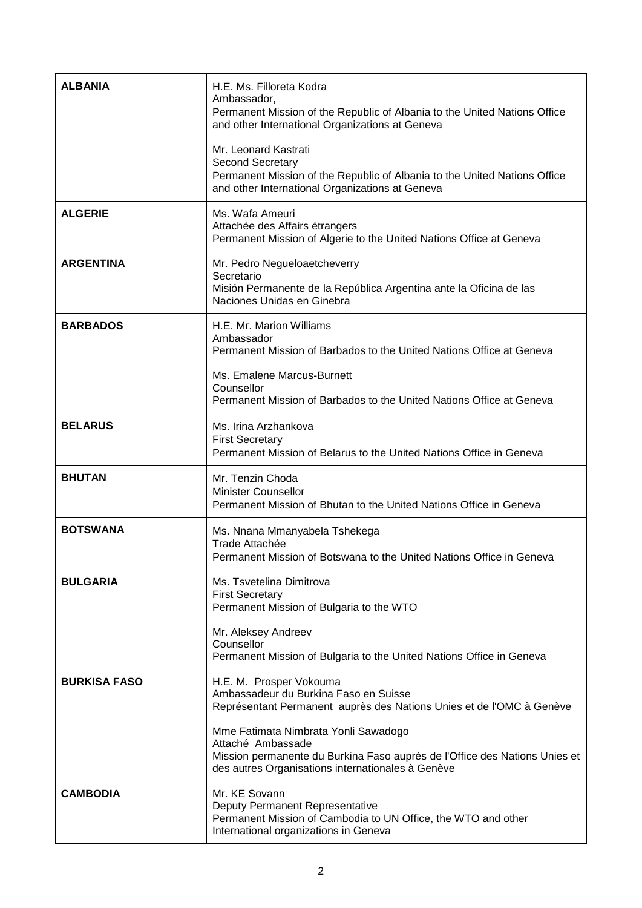| | |
|---|---|
| **ALBANIA** | H.E. Ms. Filloreta Kodra<br>Ambassador,<br>Permanent Mission of the Republic of Albania to the United Nations Office and other International Organizations at Geneva<br><br>Mr. Leonard Kastrati<br>Second Secretary<br>Permanent Mission of the Republic of Albania to the United Nations Office and other International Organizations at Geneva |
| **ALGERIE** | Ms. Wafa Ameuri<br>Attachée des Affairs étrangers<br>Permanent Mission of Algerie to the United Nations Office at Geneva |
| **ARGENTINA** | Mr. Pedro Negueloaetcheverry<br>Secretario<br>Misión Permanente de la República Argentina ante la Oficina de las Naciones Unidas en Ginebra |
| **BARBADOS** | H.E. Mr. Marion Williams<br>Ambassador<br>Permanent Mission of Barbados to the United Nations Office at Geneva<br><br>Ms. Emalene Marcus-Burnett<br>Counsellor<br>Permanent Mission of Barbados to the United Nations Office at Geneva |
| **BELARUS** | Ms. Irina Arzhankova<br>First Secretary<br>Permanent Mission of Belarus to the United Nations Office in Geneva |
| **BHUTAN** | Mr. Tenzin Choda<br>Minister Counsellor<br>Permanent Mission of Bhutan to the United Nations Office in Geneva |
| **BOTSWANA** | Ms. Nnana Mmanyabela Tshekega<br>Trade Attachée<br>Permanent Mission of Botswana to the United Nations Office in Geneva |
| **BULGARIA** | Ms. Tsvetelina Dimitrova<br>First Secretary<br>Permanent Mission of Bulgaria to the WTO<br><br>Mr. Aleksey Andreev<br>Counsellor<br>Permanent Mission of Bulgaria to the United Nations Office in Geneva |
| **BURKISA FASO** | H.E. M. Prosper Vokouma<br>Ambassadeur du Burkina Faso en Suisse<br>Représentant Permanent auprès des Nations Unies et de l'OMC à Genève<br><br>Mme Fatimata Nimbrata Yonli Sawadogo<br>Attaché Ambassade<br>Mission permanente du Burkina Faso auprès de l'Office des Nations Unies et des autres Organisations internationales à Genève |
| **CAMBODIA** | Mr. KE Sovann<br>Deputy Permanent Representative<br>Permanent Mission of Cambodia to UN Office, the WTO and other International organizations in Geneva |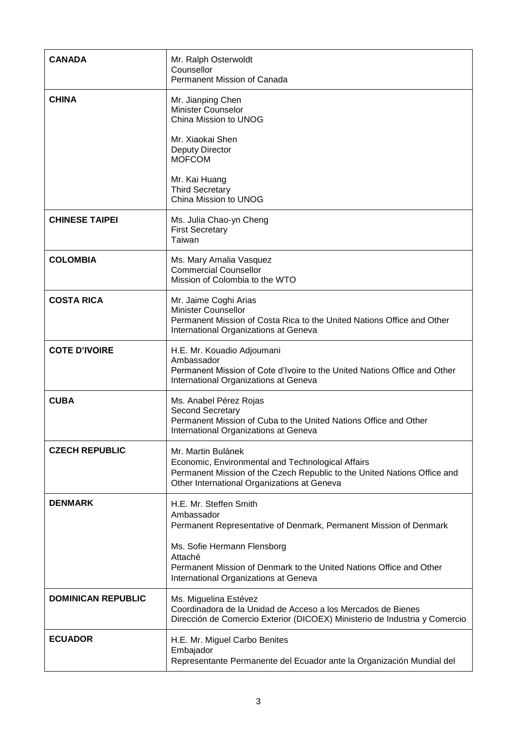| | |
|---|---|
| **CANADA** | Mr. Ralph Osterwoldt<br>Counsellor<br>Permanent Mission of Canada |
| **CHINA** | Mr. Jianping Chen<br>Minister Counselor<br>China Mission to UNOG<br><br>Mr. Xiaokai Shen<br>Deputy Director<br>MOFCOM<br><br>Mr. Kai Huang<br>Third Secretary<br>China Mission to UNOG |
| **CHINESE TAIPEI** | Ms. Julia Chao-yn Cheng<br>First Secretary<br>Taiwan |
| **COLOMBIA** | Ms. Mary Amalia Vasquez<br>Commercial Counsellor<br>Mission of Colombia to the WTO |
| **COSTA RICA** | Mr. Jaime Coghi Arias<br>Minister Counsellor<br>Permanent Mission of Costa Rica to the United Nations Office and Other International Organizations at Geneva |
| **COTE D'IVOIRE** | H.E. Mr. Kouadio Adjoumani<br>Ambassador<br>Permanent Mission of Cote d'Ivoire to the United Nations Office and Other International Organizations at Geneva |
| **CUBA** | Ms. Anabel Pérez Rojas<br>Second Secretary<br>Permanent Mission of Cuba to the United Nations Office and Other International Organizations at Geneva |
| **CZECH REPUBLIC** | Mr. Martin Bulánek<br>Economic, Environmental and Technological Affairs<br>Permanent Mission of the Czech Republic to the United Nations Office and Other International Organizations at Geneva |
| **DENMARK** | H.E. Mr. Steffen Smith<br>Ambassador<br>Permanent Representative of Denmark, Permanent Mission of Denmark<br><br>Ms. Sofie Hermann Flensborg<br>Attaché<br>Permanent Mission of Denmark to the United Nations Office and Other International Organizations at Geneva |
| **DOMINICAN REPUBLIC** | Ms. Miguelina Estévez<br>Coordinadora de la Unidad de Acceso a los Mercados de Bienes<br>Dirección de Comercio Exterior (DICOEX) Ministerio de Industria y Comercio |
| **ECUADOR** | H.E. Mr. Miguel Carbo Benites<br>Embajador<br>Representante Permanente del Ecuador ante la Organización Mundial del |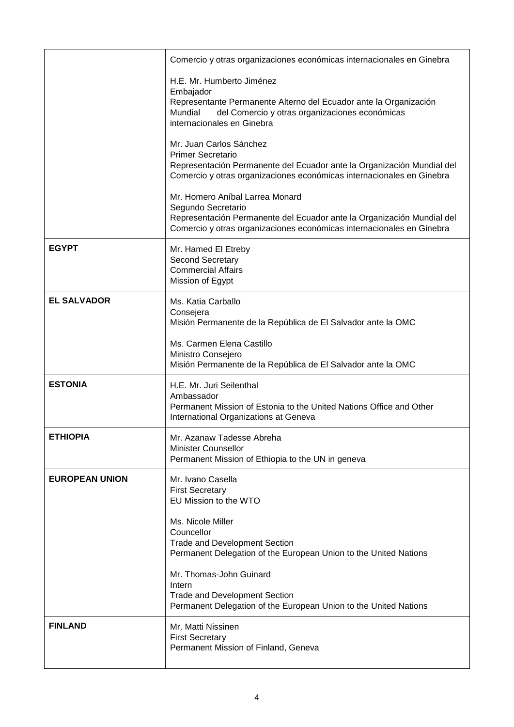| | |
|---|---|
| | Comercio y otras organizaciones económicas internacionales en Ginebra<br><br>H.E. Mr. Humberto Jiménez<br>Embajador<br>Representante Permanente Alterno del Ecuador ante la Organización Mundial del Comercio y otras organizaciones económicas internacionales en Ginebra<br><br>Mr. Juan Carlos Sánchez<br>Primer Secretario<br>Representación Permanente del Ecuador ante la Organización Mundial del Comercio y otras organizaciones económicas internacionales en Ginebra<br><br>Mr. Homero Aníbal Larrea Monard<br>Segundo Secretario<br>Representación Permanente del Ecuador ante la Organización Mundial del Comercio y otras organizaciones económicas internacionales en Ginebra |
| **EGYPT** | Mr. Hamed El Etreby<br>Second Secretary<br>Commercial Affairs<br>Mission of Egypt |
| **EL SALVADOR** | Ms. Katia Carballo<br>Consejera<br>Misión Permanente de la República de El Salvador ante la OMC<br><br>Ms. Carmen Elena Castillo<br>Ministro Consejero<br>Misión Permanente de la República de El Salvador ante la OMC |
| **ESTONIA** | H.E. Mr. Juri Seilenthal<br>Ambassador<br>Permanent Mission of Estonia to the United Nations Office and Other International Organizations at Geneva |
| **ETHIOPIA** | Mr. Azanaw Tadesse Abreha<br>Minister Counsellor<br>Permanent Mission of Ethiopia to the UN in geneva |
| **EUROPEAN UNION** | Mr. Ivano Casella<br>First Secretary<br>EU Mission to the WTO<br><br>Ms. Nicole Miller<br>Councellor<br>Trade and Development Section<br>Permanent Delegation of the European Union to the United Nations<br><br>Mr. Thomas-John Guinard<br>Intern<br>Trade and Development Section<br>Permanent Delegation of the European Union to the United Nations |
| **FINLAND** | Mr. Matti Nissinen<br>First Secretary<br>Permanent Mission of Finland, Geneva |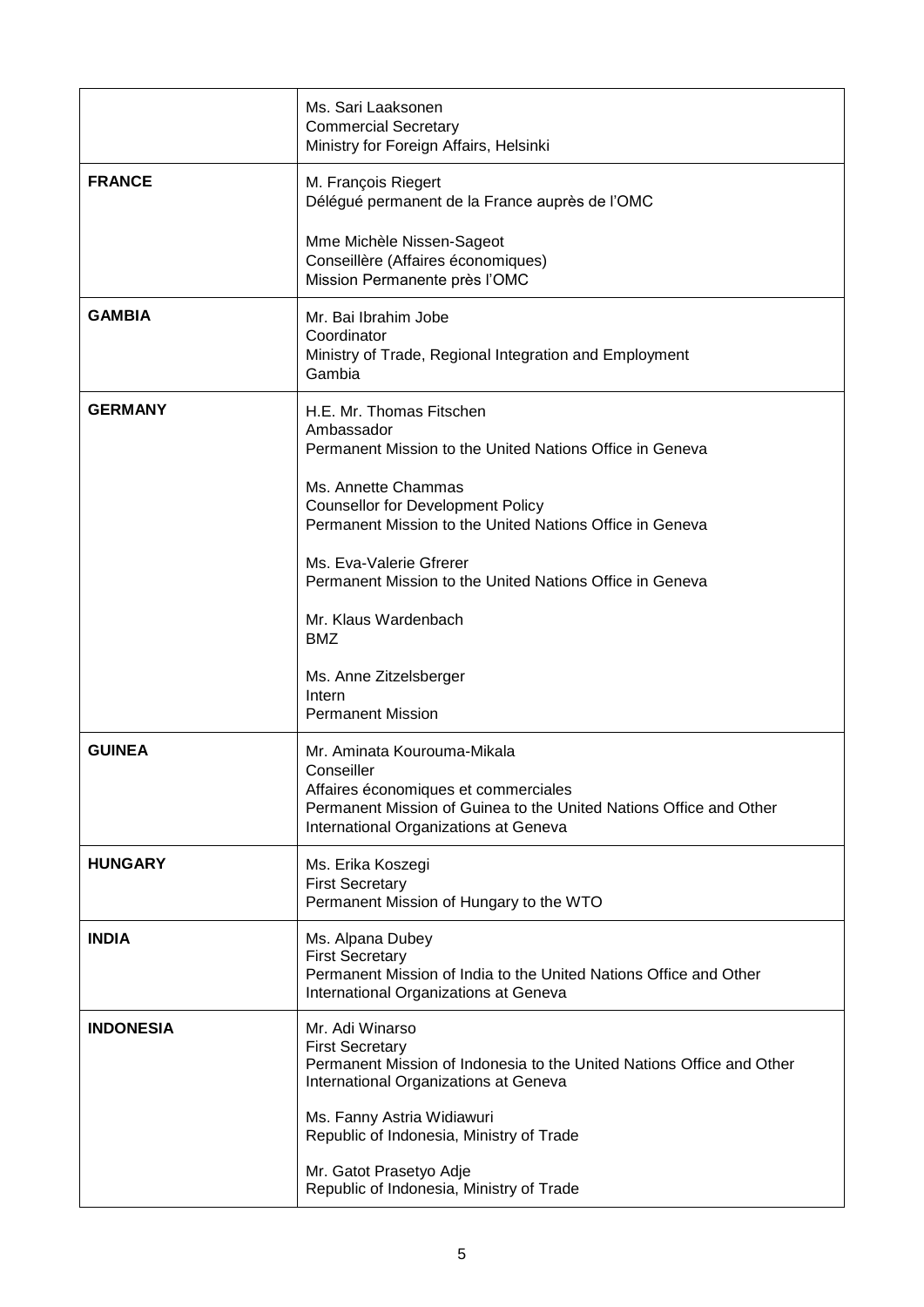| | |
|---|---|
| | Ms. Sari Laaksonen<br>Commercial Secretary<br>Ministry for Foreign Affairs, Helsinki |
| **FRANCE** | M. François Riegert<br>Délégué permanent de la France auprès de l'OMC<br><br>Mme Michèle Nissen-Sageot<br>Conseillère (Affaires économiques)<br>Mission Permanente près l'OMC |
| **GAMBIA** | Mr. Bai Ibrahim Jobe<br>Coordinator<br>Ministry of Trade, Regional Integration and Employment<br>Gambia |
| **GERMANY** | H.E. Mr. Thomas Fitschen<br>Ambassador<br>Permanent Mission to the United Nations Office in Geneva<br><br>Ms. Annette Chammas<br>Counsellor for Development Policy<br>Permanent Mission to the United Nations Office in Geneva<br><br>Ms. Eva-Valerie Gfrerer<br>Permanent Mission to the United Nations Office in Geneva<br><br>Mr. Klaus Wardenbach<br>BMZ<br><br>Ms. Anne Zitzelsberger<br>Intern<br>Permanent Mission |
| **GUINEA** | Mr. Aminata Kourouma-Mikala<br>Conseiller<br>Affaires économiques et commerciales<br>Permanent Mission of Guinea to the United Nations Office and Other International Organizations at Geneva |
| **HUNGARY** | Ms. Erika Koszegi<br>First Secretary<br>Permanent Mission of Hungary to the WTO |
| **INDIA** | Ms. Alpana Dubey<br>First Secretary<br>Permanent Mission of India to the United Nations Office and Other International Organizations at Geneva |
| **INDONESIA** | Mr. Adi Winarso<br>First Secretary<br>Permanent Mission of Indonesia to the United Nations Office and Other International Organizations at Geneva<br><br>Ms. Fanny Astria Widiawuri<br>Republic of Indonesia, Ministry of Trade<br><br>Mr. Gatot Prasetyo Adje<br>Republic of Indonesia, Ministry of Trade |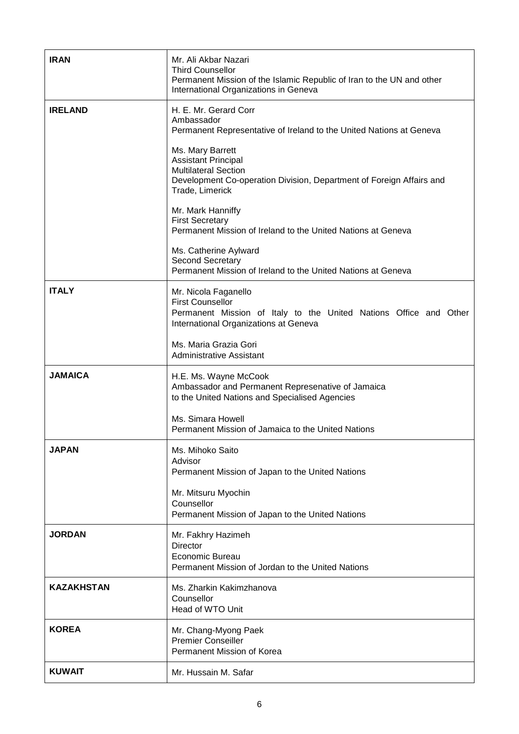| | |
|---|---|
| **IRAN** | Mr. Ali Akbar Nazari<br>Third Counsellor<br>Permanent Mission of the Islamic Republic of Iran to the UN and other International Organizations in Geneva |
| **IRELAND** | H. E. Mr. Gerard Corr<br>Ambassador<br>Permanent Representative of Ireland to the United Nations at Geneva<br><br>Ms. Mary Barrett<br>Assistant Principal<br>Multilateral Section<br>Development Co-operation Division, Department of Foreign Affairs and Trade, Limerick<br><br>Mr. Mark Hanniffy<br>First Secretary<br>Permanent Mission of Ireland to the United Nations at Geneva<br><br>Ms. Catherine Aylward<br>Second Secretary<br>Permanent Mission of Ireland to the United Nations at Geneva |
| **ITALY** | Mr. Nicola Faganello<br>First Counsellor<br>Permanent Mission of Italy to the United Nations Office and Other International Organizations at Geneva<br><br>Ms. Maria Grazia Gori<br>Administrative Assistant |
| **JAMAICA** | H.E. Ms. Wayne McCook<br>Ambassador and Permanent Represenative of Jamaica to the United Nations and Specialised Agencies<br><br>Ms. Simara Howell<br>Permanent Mission of Jamaica to the United Nations |
| **JAPAN** | Ms. Mihoko Saito<br>Advisor<br>Permanent Mission of Japan to the United Nations<br><br>Mr. Mitsuru Myochin<br>Counsellor<br>Permanent Mission of Japan to the United Nations |
| **JORDAN** | Mr. Fakhry Hazimeh<br>Director<br>Economic Bureau<br>Permanent Mission of Jordan to the United Nations |
| **KAZAKHSTAN** | Ms. Zharkin Kakimzhanova<br>Counsellor<br>Head of WTO Unit |
| **KOREA** | Mr. Chang-Myong Paek<br>Premier Conseiller<br>Permanent Mission of Korea |
| **KUWAIT** | Mr. Hussain M. Safar |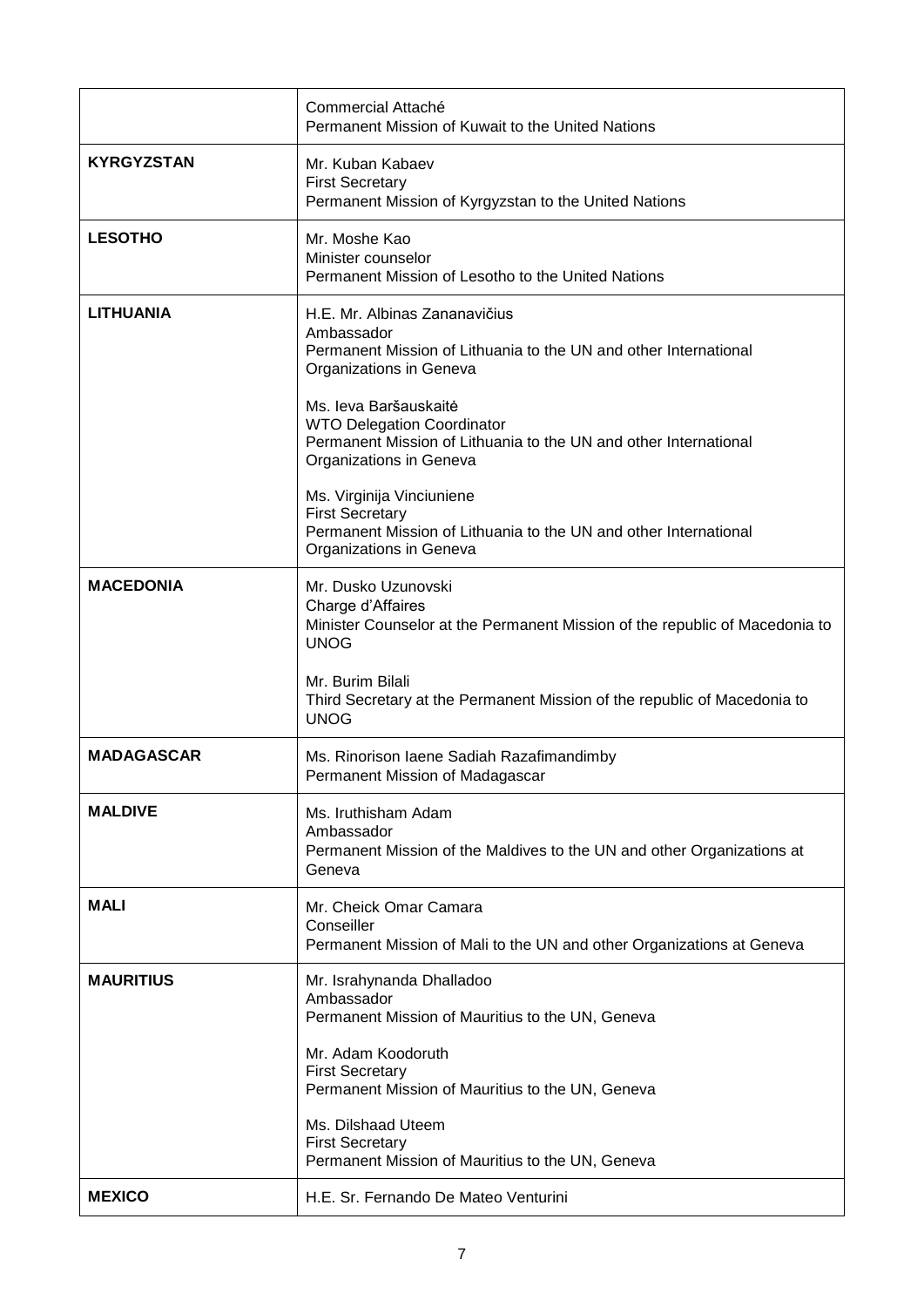| | |
|---|---|
| | Commercial Attaché<br>Permanent Mission of Kuwait to the United Nations |
| **KYRGYZSTAN** | Mr. Kuban Kabaev<br>First Secretary<br>Permanent Mission of Kyrgyzstan to the United Nations |
| **LESOTHO** | Mr. Moshe Kao<br>Minister counselor<br>Permanent Mission of Lesotho to the United Nations |
| **LITHUANIA** | H.E. Mr. Albinas Zananavičius<br>Ambassador<br>Permanent Mission of Lithuania to the UN and other International Organizations in Geneva<br><br>Ms. Ieva Baršauskaitė<br>WTO Delegation Coordinator<br>Permanent Mission of Lithuania to the UN and other International Organizations in Geneva<br><br>Ms. Virginija Vinciuniene<br>First Secretary<br>Permanent Mission of Lithuania to the UN and other International Organizations in Geneva |
| **MACEDONIA** | Mr. Dusko Uzunovski<br>Charge d'Affaires<br>Minister Counselor at the Permanent Mission of the republic of Macedonia to UNOG<br><br>Mr. Burim Bilali<br>Third Secretary at the Permanent Mission of the republic of Macedonia to UNOG |
| **MADAGASCAR** | Ms. Rinorison Iaene Sadiah Razafimandimby<br>Permanent Mission of Madagascar |
| **MALDIVE** | Ms. Iruthisham Adam<br>Ambassador<br>Permanent Mission of the Maldives to the UN and other Organizations at Geneva |
| **MALI** | Mr. Cheick Omar Camara<br>Conseiller<br>Permanent Mission of Mali to the UN and other Organizations at Geneva |
| **MAURITIUS** | Mr. Israhynanda Dhalladoo<br>Ambassador<br>Permanent Mission of Mauritius to the UN, Geneva<br><br>Mr. Adam Koodoruth<br>First Secretary<br>Permanent Mission of Mauritius to the UN, Geneva<br><br>Ms. Dilshaad Uteem<br>First Secretary<br>Permanent Mission of Mauritius to the UN, Geneva |
| **MEXICO** | H.E. Sr. Fernando De Mateo Venturini |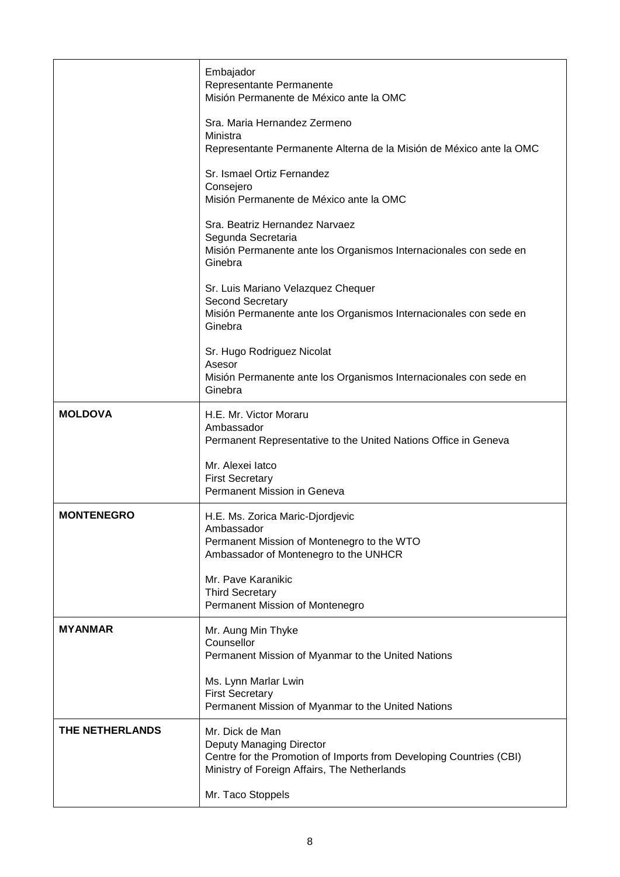| | |
|---|---|
| | Embajador<br>Representante Permanente<br>Misión Permanente de México ante la OMC<br><br>Sra. Maria Hernandez Zermeno<br>Ministra<br>Representante Permanente Alterna de la Misión de México ante la OMC<br><br>Sr. Ismael Ortiz Fernandez<br>Consejero<br>Misión Permanente de México ante la OMC<br><br>Sra. Beatriz Hernandez Narvaez<br>Segunda Secretaria<br>Misión Permanente ante los Organismos Internacionales con sede en Ginebra<br><br>Sr. Luis Mariano Velazquez Chequer<br>Second Secretary<br>Misión Permanente ante los Organismos Internacionales con sede en Ginebra<br><br>Sr. Hugo Rodriguez Nicolat<br>Asesor<br>Misión Permanente ante los Organismos Internacionales con sede en Ginebra |
| **MOLDOVA** | H.E. Mr. Victor Moraru<br>Ambassador<br>Permanent Representative to the United Nations Office in Geneva<br><br>Mr. Alexei Iatco<br>First Secretary<br>Permanent Mission in Geneva |
| **MONTENEGRO** | H.E. Ms. Zorica Maric-Djordjevic<br>Ambassador<br>Permanent Mission of Montenegro to the WTO<br>Ambassador of Montenegro to the UNHCR<br><br>Mr. Pave Karanikic<br>Third Secretary<br>Permanent Mission of Montenegro |
| **MYANMAR** | Mr. Aung Min Thyke<br>Counsellor<br>Permanent Mission of Myanmar to the United Nations<br><br>Ms. Lynn Marlar Lwin<br>First Secretary<br>Permanent Mission of Myanmar to the United Nations |
| **THE NETHERLANDS** | Mr. Dick de Man<br>Deputy Managing Director<br>Centre for the Promotion of Imports from Developing Countries (CBI)<br>Ministry of Foreign Affairs, The Netherlands<br><br>Mr. Taco Stoppels |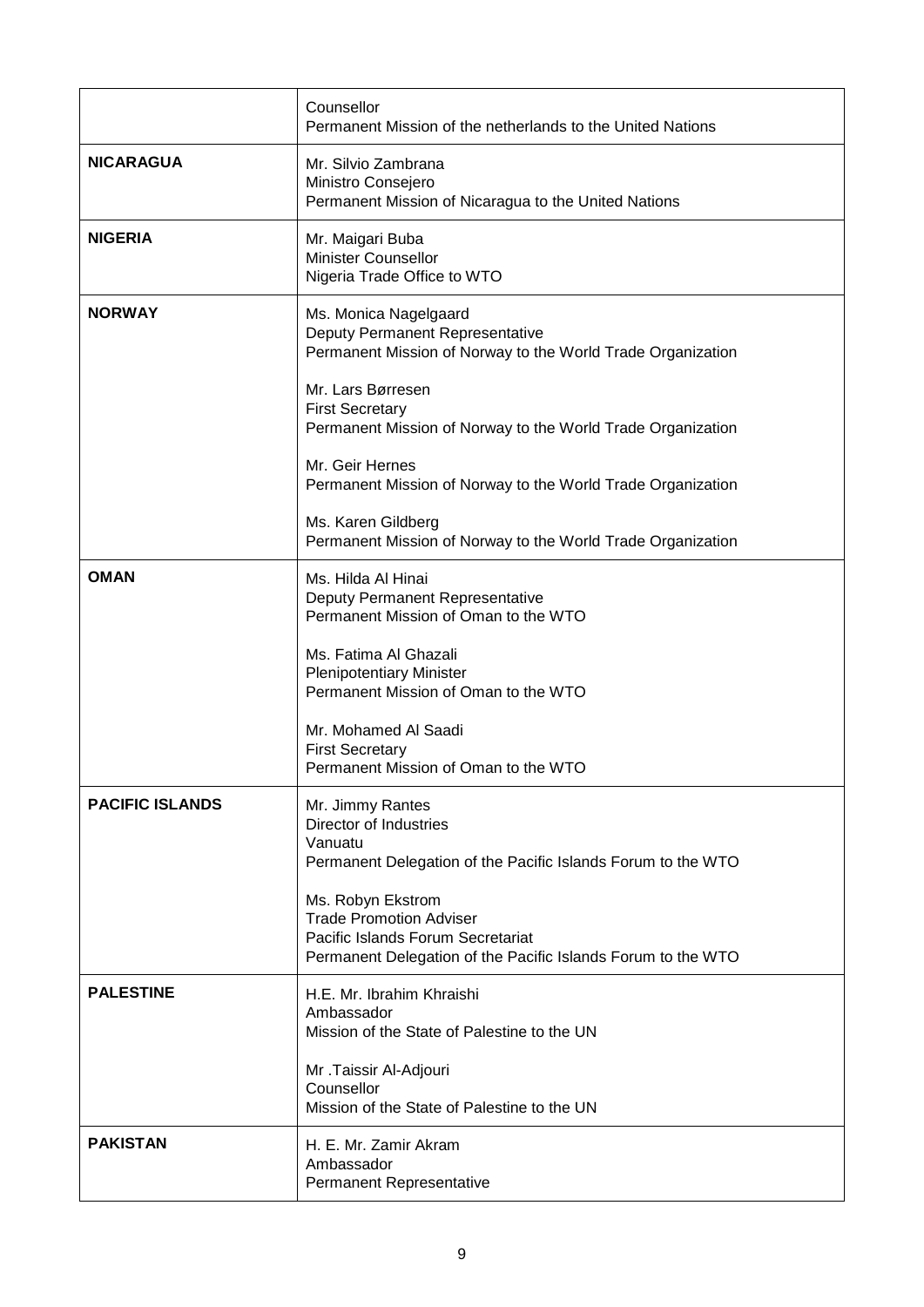| | |
|---|---|
| | Counsellor<br>Permanent Mission of the netherlands to the United Nations |
| **NICARAGUA** | Mr. Silvio Zambrana<br>Ministro Consejero<br>Permanent Mission of Nicaragua to the United Nations |
| **NIGERIA** | Mr. Maigari Buba<br>Minister Counsellor<br>Nigeria Trade Office to WTO |
| **NORWAY** | Ms. Monica Nagelgaard<br>Deputy Permanent Representative<br>Permanent Mission of Norway to the World Trade Organization<br><br>Mr. Lars Børresen<br>First Secretary<br>Permanent Mission of Norway to the World Trade Organization<br><br>Mr. Geir Hernes<br>Permanent Mission of Norway to the World Trade Organization<br><br>Ms. Karen Gildberg<br>Permanent Mission of Norway to the World Trade Organization |
| **OMAN** | Ms. Hilda Al Hinai<br>Deputy Permanent Representative<br>Permanent Mission of Oman to the WTO<br><br>Ms. Fatima Al Ghazali<br>Plenipotentiary Minister<br>Permanent Mission of Oman to the WTO<br><br>Mr. Mohamed Al Saadi<br>First Secretary<br>Permanent Mission of Oman to the WTO |
| **PACIFIC ISLANDS** | Mr. Jimmy Rantes<br>Director of Industries<br>Vanuatu<br>Permanent Delegation of the Pacific Islands Forum to the WTO<br><br>Ms. Robyn Ekstrom<br>Trade Promotion Adviser<br>Pacific Islands Forum Secretariat<br>Permanent Delegation of the Pacific Islands Forum to the WTO |
| **PALESTINE** | H.E. Mr. Ibrahim Khraishi<br>Ambassador<br>Mission of the State of Palestine to the UN<br><br>Mr .Taissir Al-Adjouri<br>Counsellor<br>Mission of the State of Palestine to the UN |
| **PAKISTAN** | H. E. Mr. Zamir Akram<br>Ambassador<br>Permanent Representative |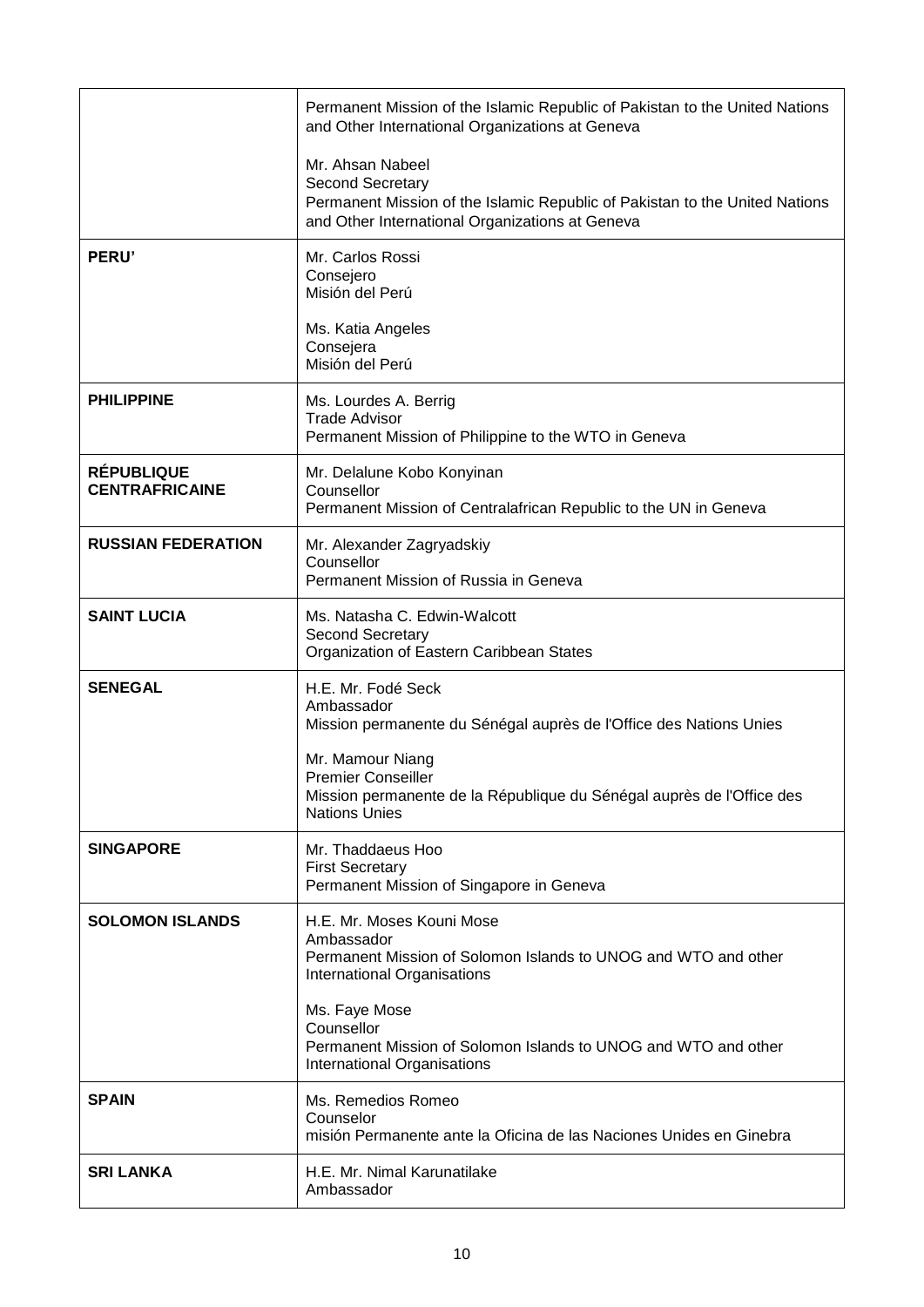| | |
|---|---|
| | Permanent Mission of the Islamic Republic of Pakistan to the United Nations and Other International Organizations at Geneva<br><br>Mr. Ahsan Nabeel<br>Second Secretary<br>Permanent Mission of the Islamic Republic of Pakistan to the United Nations and Other International Organizations at Geneva |
| **PERU'** | Mr. Carlos Rossi<br>Consejero<br>Misión del Perú<br><br>Ms. Katia Angeles<br>Consejera<br>Misión del Perú |
| **PHILIPPINE** | Ms. Lourdes A. Berrig<br>Trade Advisor<br>Permanent Mission of Philippine to the WTO in Geneva |
| **RÉPUBLIQUE CENTRAFRICAINE** | Mr. Delalune Kobo Konyinan<br>Counsellor<br>Permanent Mission of Centralafrican Republic to the UN in Geneva |
| **RUSSIAN FEDERATION** | Mr. Alexander Zagryadskiy<br>Counsellor<br>Permanent Mission of Russia in Geneva |
| **SAINT LUCIA** | Ms. Natasha C. Edwin-Walcott<br>Second Secretary<br>Organization of Eastern Caribbean States |
| **SENEGAL** | H.E. Mr. Fodé Seck<br>Ambassador<br>Mission permanente du Sénégal auprès de l'Office des Nations Unies<br><br>Mr. Mamour Niang<br>Premier Conseiller<br>Mission permanente de la République du Sénégal auprès de l'Office des Nations Unies |
| **SINGAPORE** | Mr. Thaddaeus Hoo<br>First Secretary<br>Permanent Mission of Singapore in Geneva |
| **SOLOMON ISLANDS** | H.E. Mr. Moses Kouni Mose<br>Ambassador<br>Permanent Mission of Solomon Islands to UNOG and WTO and other International Organisations<br><br>Ms. Faye Mose<br>Counsellor<br>Permanent Mission of Solomon Islands to UNOG and WTO and other International Organisations |
| **SPAIN** | Ms. Remedios Romeo<br>Counselor<br>misión Permanente ante la Oficina de las Naciones Unides en Ginebra |
| **SRI LANKA** | H.E. Mr. Nimal Karunatilake<br>Ambassador |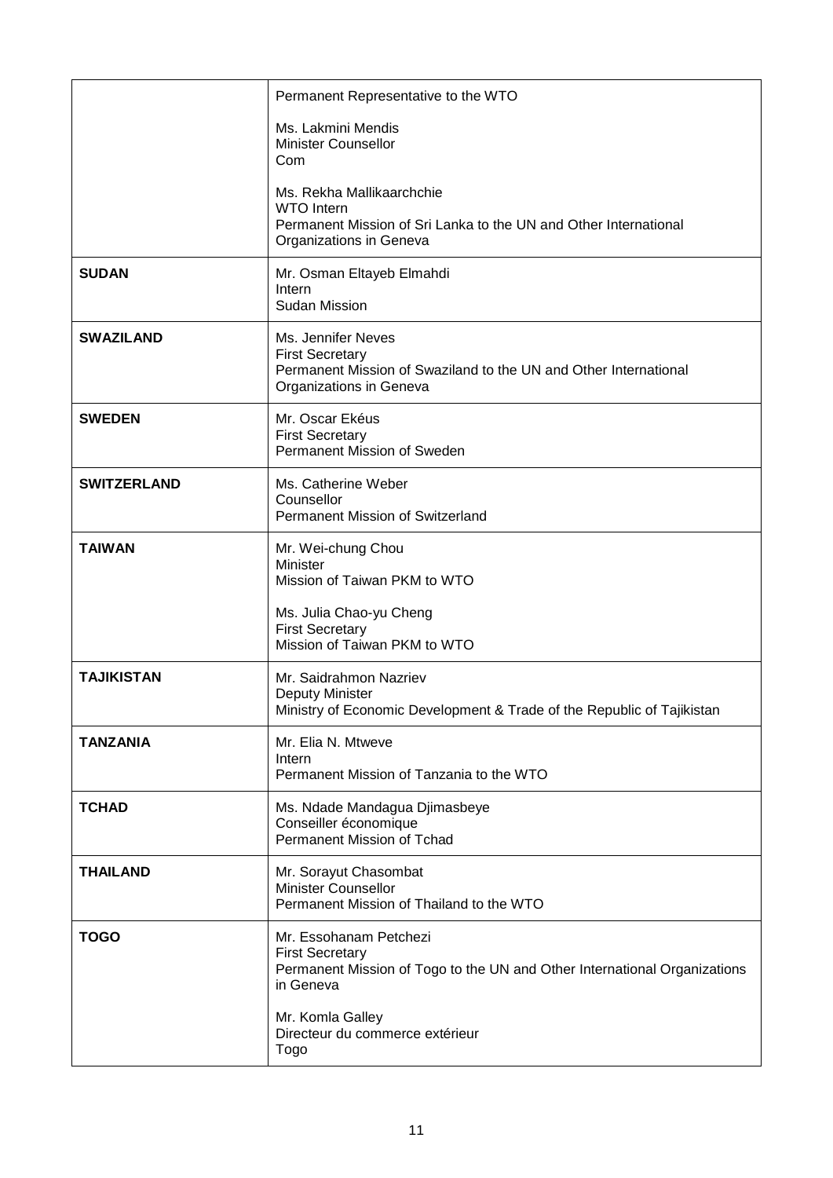| | |
|---|---|
| | Permanent Representative to the WTO<br><br>Ms. Lakmini Mendis<br>Minister Counsellor<br>Com<br><br>Ms. Rekha Mallikaarchchie<br>WTO Intern<br>Permanent Mission of Sri Lanka to the UN and Other International Organizations in Geneva |
| **SUDAN** | Mr. Osman Eltayeb Elmahdi<br>Intern<br>Sudan Mission |
| **SWAZILAND** | Ms. Jennifer Neves<br>First Secretary<br>Permanent Mission of Swaziland to the UN and Other International Organizations in Geneva |
| **SWEDEN** | Mr. Oscar Ekéus<br>First Secretary<br>Permanent Mission of Sweden |
| **SWITZERLAND** | Ms. Catherine Weber<br>Counsellor<br>Permanent Mission of Switzerland |
| **TAIWAN** | Mr. Wei-chung Chou<br>Minister<br>Mission of Taiwan PKM to WTO<br><br>Ms. Julia Chao-yu Cheng<br>First Secretary<br>Mission of Taiwan PKM to WTO |
| **TAJIKISTAN** | Mr. Saidrahmon Nazriev<br>Deputy Minister<br>Ministry of Economic Development & Trade of the Republic of Tajikistan |
| **TANZANIA** | Mr. Elia N. Mtweve<br>Intern<br>Permanent Mission of Tanzania to the WTO |
| **TCHAD** | Ms. Ndade Mandagua Djimasbeye<br>Conseiller économique<br>Permanent Mission of Tchad |
| **THAILAND** | Mr. Sorayut Chasombat<br>Minister Counsellor<br>Permanent Mission of Thailand to the WTO |
| **TOGO** | Mr. Essohanam Petchezi<br>First Secretary<br>Permanent Mission of Togo to the UN and Other International Organizations in Geneva<br><br>Mr. Komla Galley<br>Directeur du commerce extérieur<br>Togo |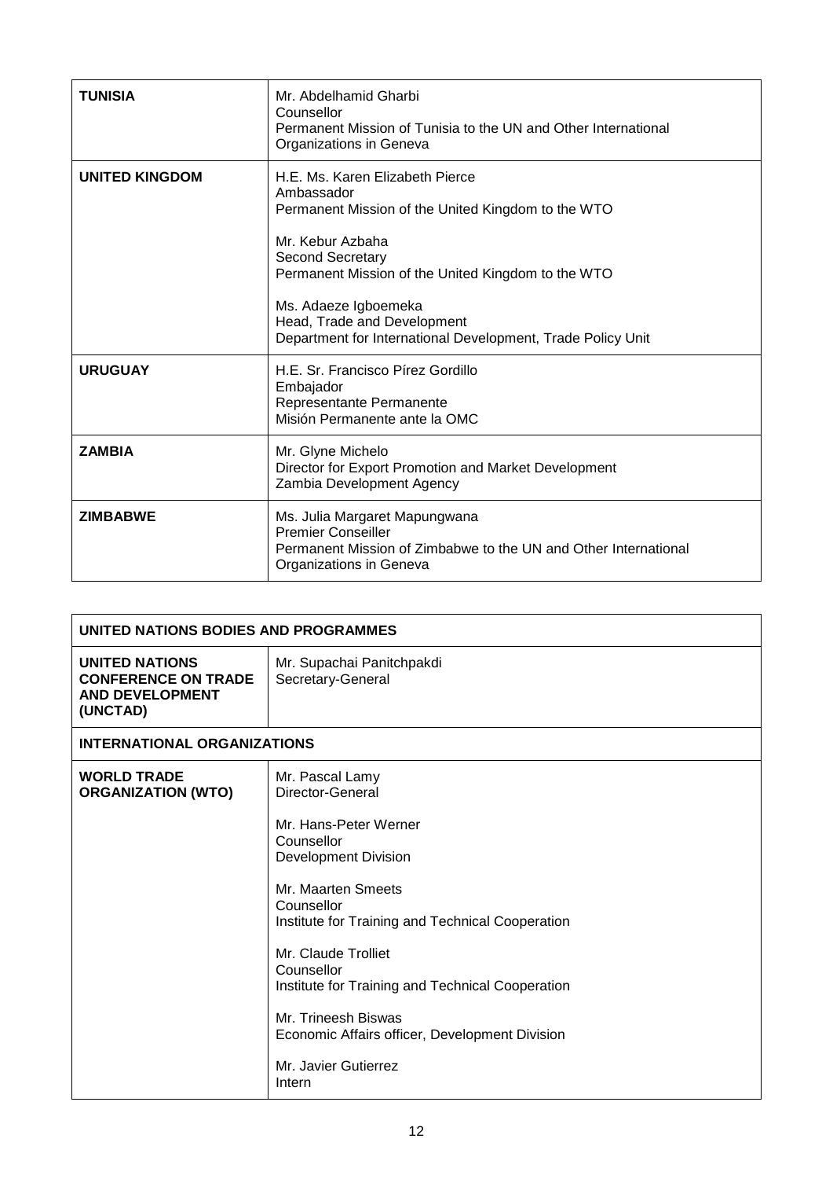| | |
|---|---|
| **TUNISIA** | Mr. Abdelhamid Gharbi<br>Counsellor<br>Permanent Mission of Tunisia to the UN and Other International Organizations in Geneva |
| **UNITED KINGDOM** | H.E. Ms. Karen Elizabeth Pierce<br>Ambassador<br>Permanent Mission of the United Kingdom to the WTO<br><br>Mr. Kebur Azbaha<br>Second Secretary<br>Permanent Mission of the United Kingdom to the WTO<br><br>Ms. Adaeze Igboemeka<br>Head, Trade and Development<br>Department for International Development, Trade Policy Unit |
| **URUGUAY** | H.E. Sr. Francisco Pírez Gordillo<br>Embajador<br>Representante Permanente<br>Misión Permanente ante la OMC |
| **ZAMBIA** | Mr. Glyne Michelo<br>Director for Export Promotion and Market Development<br>Zambia Development Agency |
| **ZIMBABWE** | Ms. Julia Margaret Mapungwana<br>Premier Conseiller<br>Permanent Mission of Zimbabwe to the UN and Other International Organizations in Geneva |

| **UNITED NATIONS BODIES AND PROGRAMMES** | |
|---|---|
| **UNITED NATIONS CONFERENCE ON TRADE AND DEVELOPMENT (UNCTAD)** | Mr. Supachai Panitchpakdi<br>Secretary-General |
| **INTERNATIONAL ORGANIZATIONS** | |
| **WORLD TRADE ORGANIZATION (WTO)** | Mr. Pascal Lamy<br>Director-General<br><br>Mr. Hans-Peter Werner<br>Counsellor<br>Development Division<br><br>Mr. Maarten Smeets<br>Counsellor<br>Institute for Training and Technical Cooperation<br><br>Mr. Claude Trolliet<br>Counsellor<br>Institute for Training and Technical Cooperation<br><br>Mr. Trineesh Biswas<br>Economic Affairs officer, Development Division<br><br>Mr. Javier Gutierrez<br>Intern |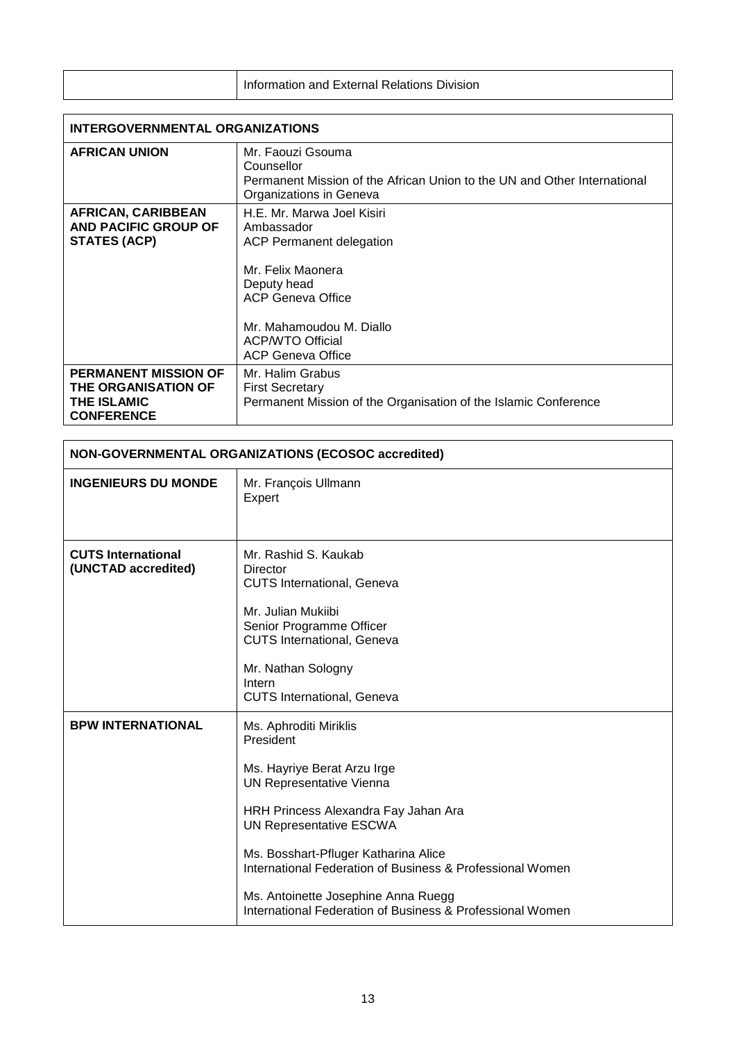| | Information and External Relations Division |
|---|---|

| **INTERGOVERNMENTAL ORGANIZATIONS** | |
|---|---|
| **AFRICAN UNION** | Mr. Faouzi Gsouma<br>Counsellor<br>Permanent Mission of the African Union to the UN and Other International Organizations in Geneva |
| **AFRICAN, CARIBBEAN AND PACIFIC GROUP OF STATES (ACP)** | H.E. Mr. Marwa Joel Kisiri<br>Ambassador<br>ACP Permanent delegation<br><br>Mr. Felix Maonera<br>Deputy head<br>ACP Geneva Office<br><br>Mr. Mahamoudou M. Diallo<br>ACP/WTO Official<br>ACP Geneva Office |
| **PERMANENT MISSION OF THE ORGANISATION OF THE ISLAMIC CONFERENCE** | Mr. Halim Grabus<br>First Secretary<br>Permanent Mission of the Organisation of the Islamic Conference |

| **NON-GOVERNMENTAL ORGANIZATIONS (ECOSOC accredited)** | |
|---|---|
| **INGENIEURS DU MONDE** | Mr. François Ullmann<br>Expert |
| **CUTS International (UNCTAD accredited)** | Mr. Rashid S. Kaukab<br>Director<br>CUTS International, Geneva<br><br>Mr. Julian Mukiibi<br>Senior Programme Officer<br>CUTS International, Geneva<br><br>Mr. Nathan Sologny<br>Intern<br>CUTS International, Geneva |
| **BPW INTERNATIONAL** | Ms. Aphroditi Miriklis<br>President<br><br>Ms. Hayriye Berat Arzu Irge<br>UN Representative Vienna<br><br>HRH Princess Alexandra Fay Jahan Ara<br>UN Representative ESCWA<br><br>Ms. Bosshart-Pfluger Katharina Alice<br>International Federation of Business & Professional Women<br><br>Ms. Antoinette Josephine Anna Ruegg<br>International Federation of Business & Professional Women |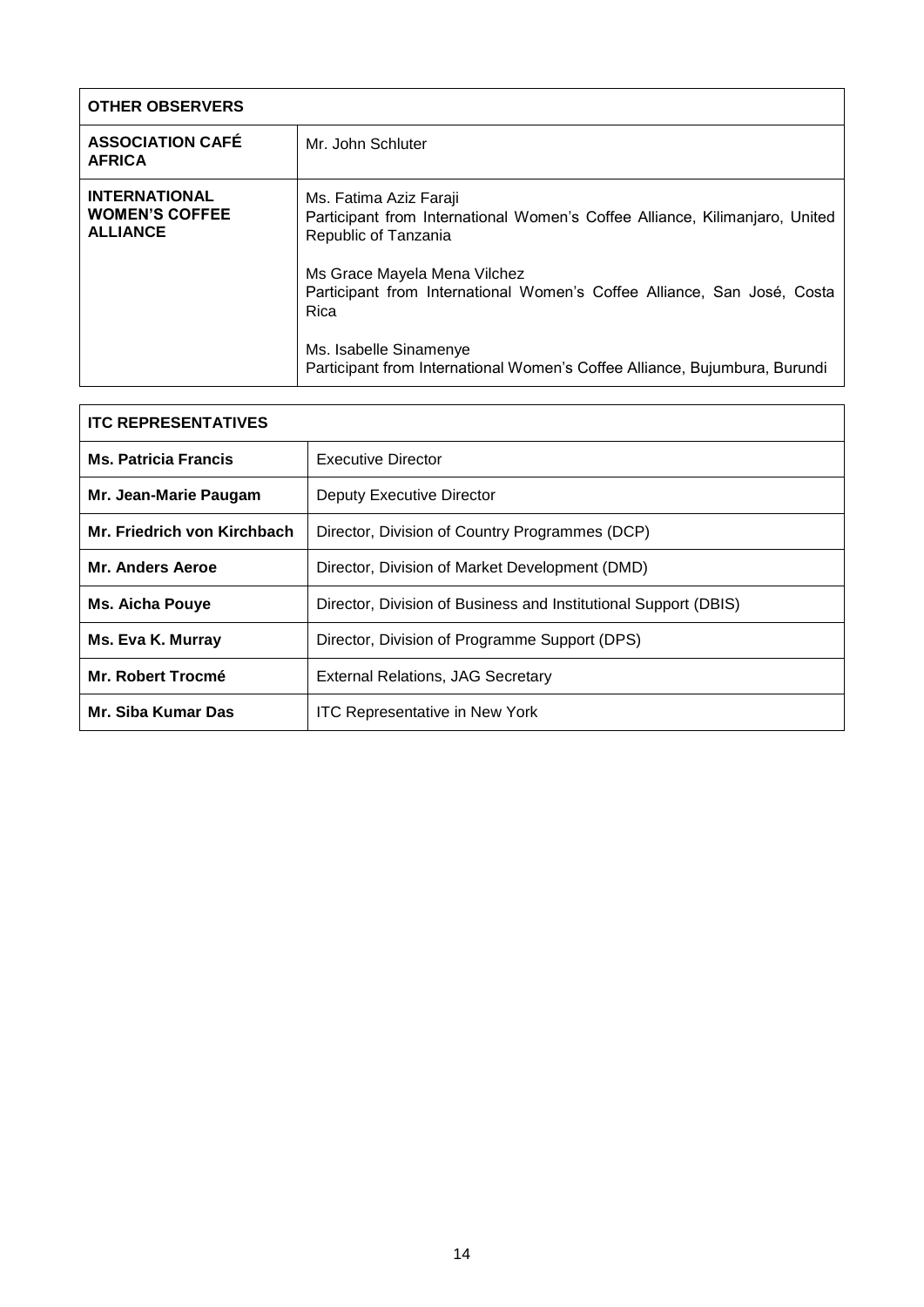| OTHER OBSERVERS | |
|---|---|
| **ASSOCIATION CAFÉ AFRICA** | Mr. John Schluter |
| **INTERNATIONAL WOMEN'S COFFEE ALLIANCE** | Ms. Fatima Aziz Faraji<br>Participant from International Women's Coffee Alliance, Kilimanjaro, United Republic of Tanzania<br><br>Ms Grace Mayela Mena Vilchez<br>Participant from International Women's Coffee Alliance, San José, Costa Rica<br><br>Ms. Isabelle Sinamenye<br>Participant from International Women's Coffee Alliance, Bujumbura, Burundi |

| ITC REPRESENTATIVES | |
|---|---|
| **Ms. Patricia Francis** | Executive Director |
| **Mr. Jean-Marie Paugam** | Deputy Executive Director |
| **Mr. Friedrich von Kirchbach** | Director, Division of Country Programmes (DCP) |
| **Mr. Anders Aeroe** | Director, Division of Market Development (DMD) |
| **Ms. Aicha Pouye** | Director, Division of Business and Institutional Support (DBIS) |
| **Ms. Eva K. Murray** | Director, Division of Programme Support (DPS) |
| **Mr. Robert Trocmé** | External Relations, JAG Secretary |
| **Mr. Siba Kumar Das** | ITC Representative in New York |